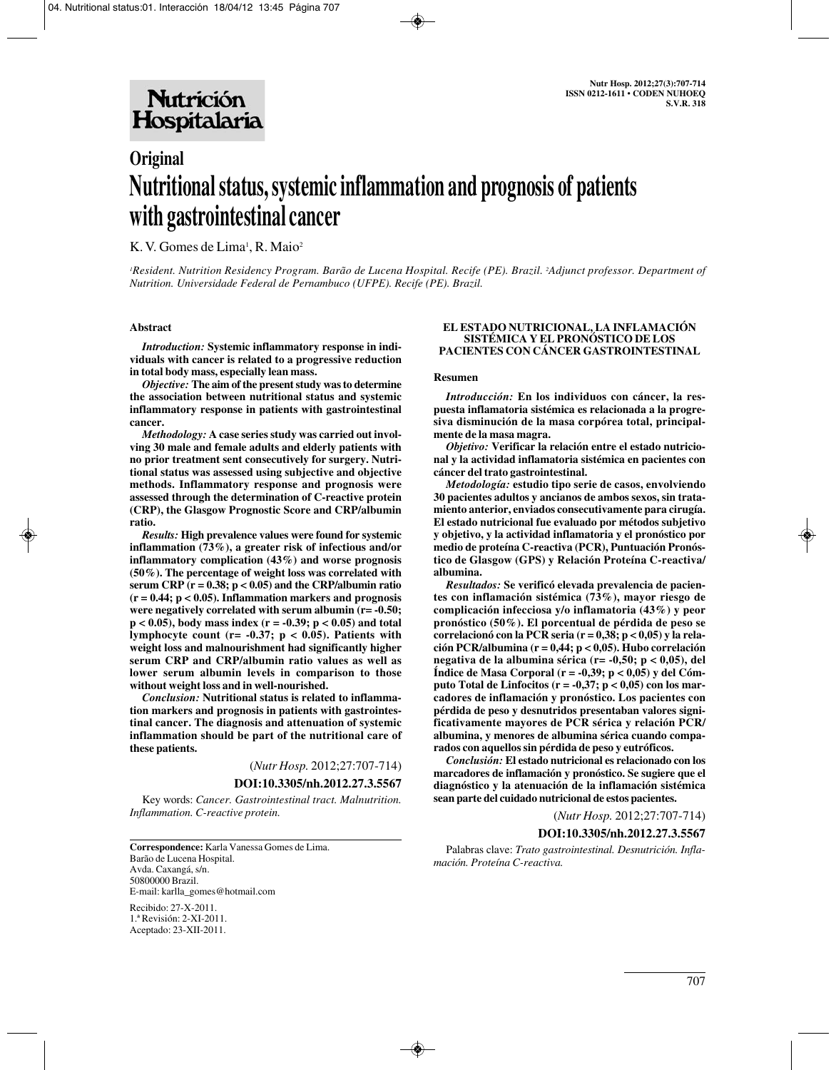# Original

# Nutritional status, systemic inflammation and prognosis of patients with gastrointestinal cancer

K. V. Gomes de Lima[1], R. Maio[2]

*[1]Resident. Nutrition Residency Program. Barão de Lucena Hospital. Recife (PE). Brazil. [2]Adjunct professor. Department of Nutrition. Universidade Federal de Pernambuco (UFPE). Recife (PE). Brazil.*

## Abstract

***Introduction:*** **Systemic inflammatory response in individuals with cancer is related to a progressive reduction in total body mass, especially lean mass.**

***Objective:*** **The aim of the present study was to determine the association between nutritional status and systemic inflammatory response in patients with gastrointestinal cancer.**

***Methodology:*** **A case series study was carried out involving 30 male and female adults and elderly patients with no prior treatment sent consecutively for surgery. Nutritional status was assessed using subjective and objective methods. Inflammatory response and prognosis were assessed through the determination of C-reactive protein (CRP), the Glasgow Prognostic Score and CRP/albumin ratio.**

***Results:*** **High prevalence values were found for systemic inflammation (73%), a greater risk of infectious and/or inflammatory complication (43%) and worse prognosis (50%). The percentage of weight loss was correlated with serum CRP ($r = 0.38$; $p < 0.05$) and the CRP/albumin ratio ($r = 0.44$; $p < 0.05$). Inflammation markers and prognosis were negatively correlated with serum albumin ($r = -0.50$; $p < 0.05$), body mass index ($r = -0.39$; $p < 0.05$) and total lymphocyte count ($r = -0.37$; $p < 0.05$). Patients with weight loss and malnourishment had significantly higher serum CRP and CRP/albumin ratio values as well as lower serum albumin levels in comparison to those without weight loss and in well-nourished.**

***Conclusion:*** **Nutritional status is related to inflammation markers and prognosis in patients with gastrointestinal cancer. The diagnosis and attenuation of systemic inflammation should be part of the nutritional care of these patients.**

(*Nutr Hosp.* 2012;27:707-714)

**DOI:10.3305/nh.2012.27.3.5567**

Key words: *Cancer. Gastrointestinal tract. Malnutrition. Inflammation. C-reactive protein.*

## EL ESTADO NUTRICIONAL, LA INFLAMACIÓN SISTÉMICA Y EL PRONÓSTICO DE LOS PACIENTES CON CÁNCER GASTROINTESTINAL

### Resumen

***Introducción:*** **En los individuos con cáncer, la respuesta inflamatoria sistémica es relacionada a la progresiva disminución de la masa corpórea total, principalmente de la masa magra.**

***Objetivo:*** **Verificar la relación entre el estado nutricional y la actividad inflamatoria sistémica en pacientes con cáncer del trato gastrointestinal.**

***Metodología:*** **estudio tipo serie de casos, envolviendo 30 pacientes adultos y ancianos de ambos sexos, sin tratamiento anterior, enviados consecutivamente para cirugía. El estado nutricional fue evaluado por métodos subjetivo y objetivo, y la actividad inflamatoria y el pronóstico por medio de proteína C-reactiva (PCR), Puntuación Pronóstico de Glasgow (GPS) y Relación Proteína C-reactiva/albumina.**

***Resultados:*** **Se verificó elevada prevalencia de pacientes con inflamación sistémica (73%), mayor riesgo de complicación infecciosa y/o inflamatoria (43%) y peor pronóstico (50%). El porcentual de pérdida de peso se correlacionó con la PCR seria ($r = 0,38$; $p < 0,05$) y la relación PCR/albumina ($r = 0,44$; $p < 0,05$). Hubo correlación negativa de la albumina sérica ($r = -0,50$; $p < 0,05$), del Índice de Masa Corporal ($r = -0,39$; $p < 0,05$) y del Cómputo Total de Linfocitos ($r = -0,37$; $p < 0,05$) con los marcadores de inflamación y pronóstico. Los pacientes con pérdida de peso y desnutridos presentaban valores significativamente mayores de PCR sérica y relación PCR/albumina, y menores de albumina sérica cuando comparados con aquellos sin pérdida de peso y eutróficos.**

***Conclusión:*** **El estado nutricional es relacionado con los marcadores de inflamación y pronóstico. Se sugiere que el diagnóstico y la atenuación de la inflamación sistémica sean parte del cuidado nutricional de estos pacientes.**

(*Nutr Hosp.* 2012;27:707-714)

**DOI:10.3305/nh.2012.27.3.5567**

Palabras clave: *Trato gastrointestinal. Desnutrición. Inflamación. Proteína C-reactiva.*

---

**Correspondence:** Karla Vanessa Gomes de Lima.
Barão de Lucena Hospital.
Avda. Caxangá, s/n.
50800000 Brazil.
E-mail: karlla_gomes@hotmail.com

Recibido: 27-X-2011.
1.ª Revisión: 2-XI-2011.
Aceptado: 23-XII-2011.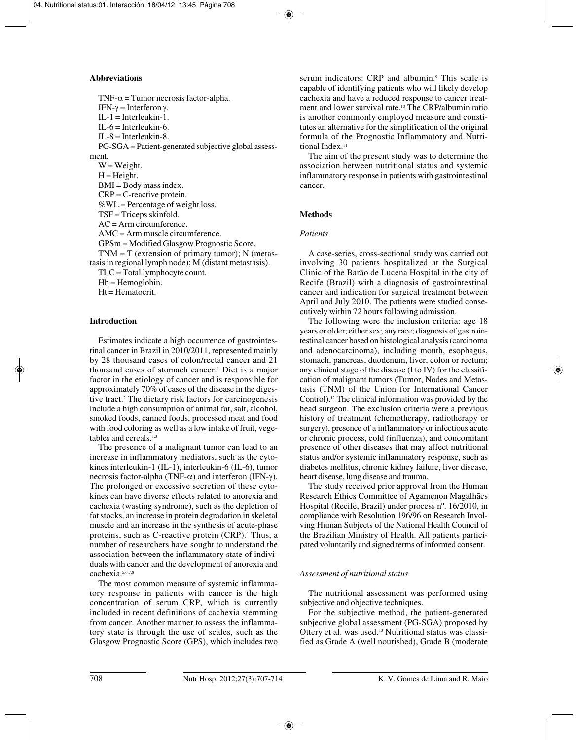## Abbreviations

TNF-$\alpha$ = Tumor necrosis factor-alpha.
IFN-$\gamma$ = Interferon $\gamma$.
IL-1 = Interleukin-1.
IL-6 = Interleukin-6.
IL-8 = Interleukin-8.
PG-SGA = Patient-generated subjective global assessment.
W = Weight.
H = Height.
BMI = Body mass index.
CRP = C-reactive protein.
%WL = Percentage of weight loss.
TSF = Triceps skinfold.
AC = Arm circumference.
AMC = Arm muscle circumference.
GPSm = Modified Glasgow Prognostic Score.
TNM = T (extension of primary tumor); N (metastasis in regional lymph node); M (distant metastasis).
TLC = Total lymphocyte count.
Hb = Hemoglobin.
Ht = Hematocrit.

## Introduction

Estimates indicate a high occurrence of gastrointestinal cancer in Brazil in 2010/2011, represented mainly by 28 thousand cases of colon/rectal cancer and 21 thousand cases of stomach cancer.[1] Diet is a major factor in the etiology of cancer and is responsible for approximately 70% of cases of the disease in the digestive tract.[2] The dietary risk factors for carcinogenesis include a high consumption of animal fat, salt, alcohol, smoked foods, canned foods, processed meat and food with food coloring as well as a low intake of fruit, vegetables and cereals.[1,3]

The presence of a malignant tumor can lead to an increase in inflammatory mediators, such as the cytokines interleukin-1 (IL-1), interleukin-6 (IL-6), tumor necrosis factor-alpha (TNF-$\alpha$) and interferon (IFN-$\gamma$). The prolonged or excessive secretion of these cytokines can have diverse effects related to anorexia and cachexia (wasting syndrome), such as the depletion of fat stocks, an increase in protein degradation in skeletal muscle and an increase in the synthesis of acute-phase proteins, such as C-reactive protein (CRP).[4] Thus, a number of researchers have sought to understand the association between the inflammatory state of individuals with cancer and the development of anorexia and cachexia.[5,6,7,8]

The most common measure of systemic inflammatory response in patients with cancer is the high concentration of serum CRP, which is currently included in recent definitions of cachexia stemming from cancer. Another manner to assess the inflammatory state is through the use of scales, such as the Glasgow Prognostic Score (GPS), which includes two serum indicators: CRP and albumin.[9] This scale is capable of identifying patients who will likely develop cachexia and have a reduced response to cancer treatment and lower survival rate.[10] The CRP/albumin ratio is another commonly employed measure and constitutes an alternative for the simplification of the original formula of the Prognostic Inflammatory and Nutritional Index.[11]

The aim of the present study was to determine the association between nutritional status and systemic inflammatory response in patients with gastrointestinal cancer.

## Methods

### *Patients*

A case-series, cross-sectional study was carried out involving 30 patients hospitalized at the Surgical Clinic of the Barão de Lucena Hospital in the city of Recife (Brazil) with a diagnosis of gastrointestinal cancer and indication for surgical treatment between April and July 2010. The patients were studied consecutively within 72 hours following admission.

The following were the inclusion criteria: age 18 years or older; either sex; any race; diagnosis of gastrointestinal cancer based on histological analysis (carcinoma and adenocarcinoma), including mouth, esophagus, stomach, pancreas, duodenum, liver, colon or rectum; any clinical stage of the disease (I to IV) for the classification of malignant tumors (Tumor, Nodes and Metastasis (TNM) of the Union for International Cancer Control).[12] The clinical information was provided by the head surgeon. The exclusion criteria were a previous history of treatment (chemotherapy, radiotherapy or surgery), presence of a inflammatory or infectious acute or chronic process, cold (influenza), and concomitant presence of other diseases that may affect nutritional status and/or systemic inflammatory response, such as diabetes mellitus, chronic kidney failure, liver disease, heart disease, lung disease and trauma.

The study received prior approval from the Human Research Ethics Committee of Agamenon Magalhães Hospital (Recife, Brazil) under process nº. 16/2010, in compliance with Resolution 196/96 on Research Involving Human Subjects of the National Health Council of the Brazilian Ministry of Health. All patients participated voluntarily and signed terms of informed consent.

### *Assessment of nutritional status*

The nutritional assessment was performed using subjective and objective techniques.

For the subjective method, the patient-generated subjective global assessment (PG-SGA) proposed by Ottery et al. was used.[13] Nutritional status was classified as Grade A (well nourished), Grade B (moderate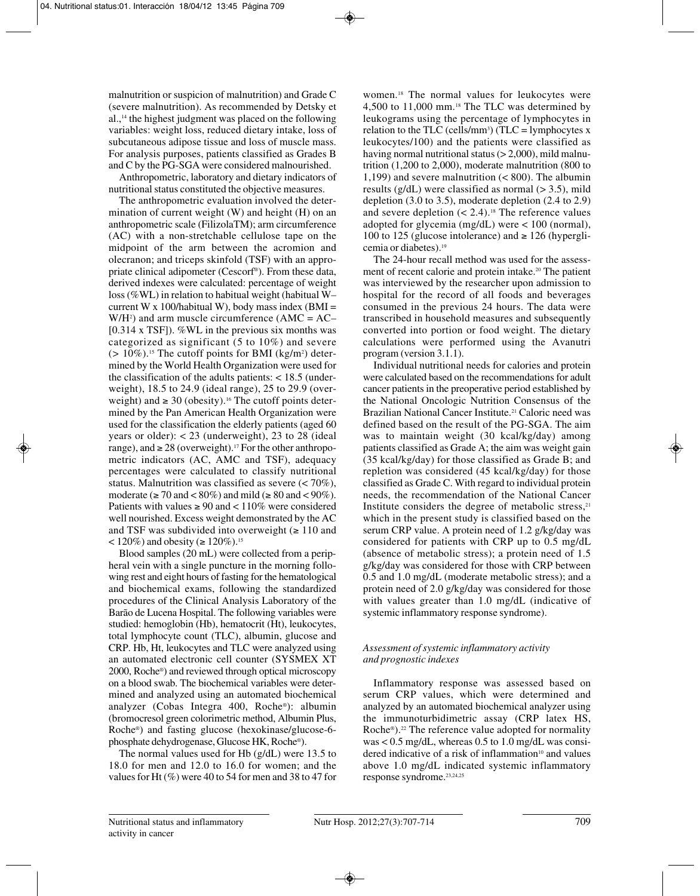malnutrition or suspicion of malnutrition) and Grade C (severe malnutrition). As recommended by Detsky et al.,[14] the highest judgment was placed on the following variables: weight loss, reduced dietary intake, loss of subcutaneous adipose tissue and loss of muscle mass. For analysis purposes, patients classified as Grades B and C by the PG-SGA were considered malnourished.

Anthropometric, laboratory and dietary indicators of nutritional status constituted the objective measures.

The anthropometric evaluation involved the determination of current weight (W) and height (H) on an anthropometric scale (FilizolaTM); arm circumference (AC) with a non-stretchable cellulose tape on the midpoint of the arm between the acromion and olecranon; and triceps skinfold (TSF) with an appropriate clinical adipometer (Cescorf®). From these data, derived indexes were calculated: percentage of weight loss (%WL) in relation to habitual weight (habitual W– current W x 100/habitual W), body mass index (BMI = $W/H^2$) and arm muscle circumference (AMC = AC– [0.314 x TSF]). %WL in the previous six months was categorized as significant (5 to 10%) and severe (> 10%).[15] The cutoff points for BMI ($kg/m^2$) determined by the World Health Organization were used for the classification of the adults patients: < 18.5 (underweight), 18.5 to 24.9 (ideal range), 25 to 29.9 (overweight) and ≥ 30 (obesity).[16] The cutoff points determined by the Pan American Health Organization were used for the classification the elderly patients (aged 60 years or older): < 23 (underweight), 23 to 28 (ideal range), and ≥ 28 (overweight).[17] For the other anthropometric indicators (AC, AMC and TSF), adequacy percentages were calculated to classify nutritional status. Malnutrition was classified as severe (< 70%), moderate (≥ 70 and < 80%) and mild (≥ 80 and < 90%). Patients with values ≥ 90 and < 110% were considered well nourished. Excess weight demonstrated by the AC and TSF was subdivided into overweight (≥ 110 and < 120%) and obesity (≥ 120%).[15]

Blood samples (20 mL) were collected from a peripheral vein with a single puncture in the morning following rest and eight hours of fasting for the hematological and biochemical exams, following the standardized procedures of the Clinical Analysis Laboratory of the Barão de Lucena Hospital. The following variables were studied: hemoglobin (Hb), hematocrit (Ht), leukocytes, total lymphocyte count (TLC), albumin, glucose and CRP. Hb, Ht, leukocytes and TLC were analyzed using an automated electronic cell counter (SYSMEX XT 2000, Roche®) and reviewed through optical microscopy on a blood swab. The biochemical variables were determined and analyzed using an automated biochemical analyzer (Cobas Integra 400, Roche®): albumin (bromocresol green colorimetric method, Albumin Plus, Roche®) and fasting glucose (hexokinase/glucose-6-phosphate dehydrogenase, Glucose HK, Roche®).

The normal values used for Hb (g/dL) were 13.5 to 18.0 for men and 12.0 to 16.0 for women; and the values for Ht (%) were 40 to 54 for men and 38 to 47 for women.[18] The normal values for leukocytes were 4,500 to 11,000 mm.[18] The TLC was determined by leukograms using the percentage of lymphocytes in relation to the TLC (cells/$mm^3$) (TLC = lymphocytes x leukocytes/100) and the patients were classified as having normal nutritional status (> 2,000), mild malnutrition (1,200 to 2,000), moderate malnutrition (800 to 1,199) and severe malnutrition (< 800). The albumin results (g/dL) were classified as normal (> 3.5), mild depletion (3.0 to 3.5), moderate depletion (2.4 to 2.9) and severe depletion (< 2.4).[18] The reference values adopted for glycemia (mg/dL) were < 100 (normal), 100 to 125 (glucose intolerance) and ≥ 126 (hyperglicemia or diabetes).[19]

The 24-hour recall method was used for the assessment of recent calorie and protein intake.[20] The patient was interviewed by the researcher upon admission to hospital for the record of all foods and beverages consumed in the previous 24 hours. The data were transcribed in household measures and subsequently converted into portion or food weight. The dietary calculations were performed using the Avanutri program (version 3.1.1).

Individual nutritional needs for calories and protein were calculated based on the recommendations for adult cancer patients in the preoperative period established by the National Oncologic Nutrition Consensus of the Brazilian National Cancer Institute.[21] Caloric need was defined based on the result of the PG-SGA. The aim was to maintain weight (30 kcal/kg/day) among patients classified as Grade A; the aim was weight gain (35 kcal/kg/day) for those classified as Grade B; and repletion was considered (45 kcal/kg/day) for those classified as Grade C. With regard to individual protein needs, the recommendation of the National Cancer Institute considers the degree of metabolic stress,[21] which in the present study is classified based on the serum CRP value. A protein need of 1.2 g/kg/day was considered for patients with CRP up to 0.5 mg/dL (absence of metabolic stress); a protein need of 1.5 g/kg/day was considered for those with CRP between 0.5 and 1.0 mg/dL (moderate metabolic stress); and a protein need of 2.0 g/kg/day was considered for those with values greater than 1.0 mg/dL (indicative of systemic inflammatory response syndrome).

### *Assessment of systemic inflammatory activity and prognostic indexes*

Inflammatory response was assessed based on serum CRP values, which were determined and analyzed by an automated biochemical analyzer using the immunoturbidimetric assay (CRP latex HS, Roche®).[22] The reference value adopted for normality was < 0.5 mg/dL, whereas 0.5 to 1.0 mg/dL was considered indicative of a risk of inflammation[10] and values above 1.0 mg/dL indicated systemic inflammatory response syndrome.[23,24,25]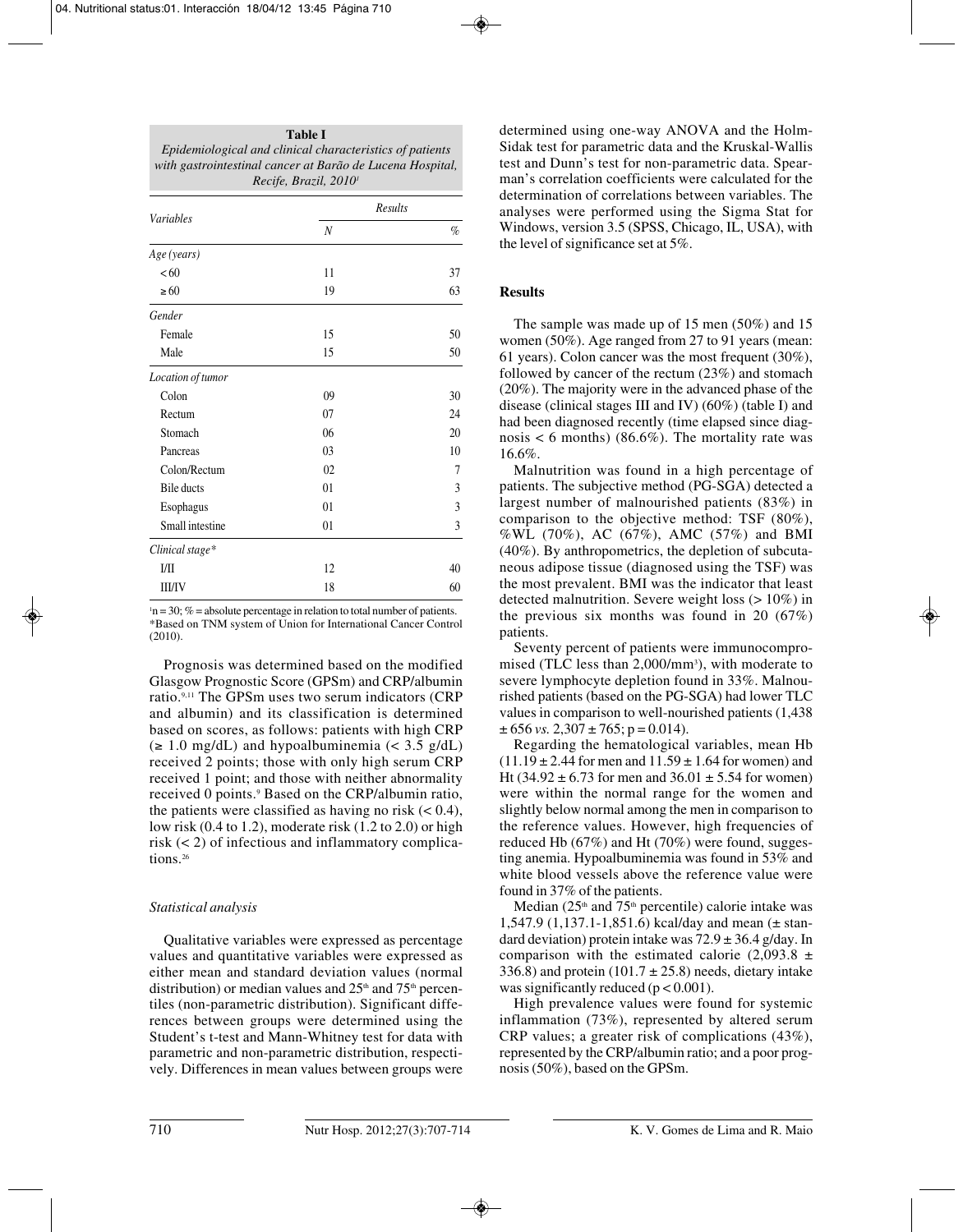**Table I**
*Epidemiological and clinical characteristics of patients with gastrointestinal cancer at Barão de Lucena Hospital, Recife, Brazil, 2010*[1]

| *Variables* | *Results* | |
|---|---|---|
| | *N* | *%* |
| *Age (years)* | | |
| < 60 | 11 | 37 |
| ≥ 60 | 19 | 63 |
| *Gender* | | |
| Female | 15 | 50 |
| Male | 15 | 50 |
| *Location of tumor* | | |
| Colon | 09 | 30 |
| Rectum | 07 | 24 |
| Stomach | 06 | 20 |
| Pancreas | 03 | 10 |
| Colon/Rectum | 02 | 7 |
| Bile ducts | 01 | 3 |
| Esophagus | 01 | 3 |
| Small intestine | 01 | 3 |
| *Clinical stage** | | |
| I/II | 12 | 40 |
| III/IV | 18 | 60 |

[1]n = 30; % = absolute percentage in relation to total number of patients.
*Based on TNM system of Union for International Cancer Control (2010).

Prognosis was determined based on the modified Glasgow Prognostic Score (GPSm) and CRP/albumin ratio.[9,11] The GPSm uses two serum indicators (CRP and albumin) and its classification is determined based on scores, as follows: patients with high CRP (≥ 1.0 mg/dL) and hypoalbuminemia (< 3.5 g/dL) received 2 points; those with only high serum CRP received 1 point; and those with neither abnormality received 0 points.[9] Based on the CRP/albumin ratio, the patients were classified as having no risk (< 0.4), low risk (0.4 to 1.2), moderate risk (1.2 to 2.0) or high risk (< 2) of infectious and inflammatory complications.[26]

### *Statistical analysis*

Qualitative variables were expressed as percentage values and quantitative variables were expressed as either mean and standard deviation values (normal distribution) or median values and 25th and 75th percentiles (non-parametric distribution). Significant differences between groups were determined using the Student's t-test and Mann-Whitney test for data with parametric and non-parametric distribution, respectively. Differences in mean values between groups were determined using one-way ANOVA and the Holm-Sidak test for parametric data and the Kruskal-Wallis test and Dunn's test for non-parametric data. Spearman's correlation coefficients were calculated for the determination of correlations between variables. The analyses were performed using the Sigma Stat for Windows, version 3.5 (SPSS, Chicago, IL, USA), with the level of significance set at 5%.

## Results

The sample was made up of 15 men (50%) and 15 women (50%). Age ranged from 27 to 91 years (mean: 61 years). Colon cancer was the most frequent (30%), followed by cancer of the rectum (23%) and stomach (20%). The majority were in the advanced phase of the disease (clinical stages III and IV) (60%) (table I) and had been diagnosed recently (time elapsed since diagnosis < 6 months) (86.6%). The mortality rate was 16.6%.

Malnutrition was found in a high percentage of patients. The subjective method (PG-SGA) detected a largest number of malnourished patients (83%) in comparison to the objective method: TSF (80%), %WL (70%), AC (67%), AMC (57%) and BMI (40%). By anthropometrics, the depletion of subcutaneous adipose tissue (diagnosed using the TSF) was the most prevalent. BMI was the indicator that least detected malnutrition. Severe weight loss (> 10%) in the previous six months was found in 20 (67%) patients.

Seventy percent of patients were immunocompromised (TLC less than 2,000/mm$^3$), with moderate to severe lymphocyte depletion found in 33%. Malnourished patients (based on the PG-SGA) had lower TLC values in comparison to well-nourished patients (1,438 ± 656 *vs.* 2,307 ± 765; p = 0.014).

Regarding the hematological variables, mean Hb (11.19 ± 2.44 for men and 11.59 ± 1.64 for women) and Ht (34.92 ± 6.73 for men and 36.01 ± 5.54 for women) were within the normal range for the women and slightly below normal among the men in comparison to the reference values. However, high frequencies of reduced Hb (67%) and Ht (70%) were found, suggesting anemia. Hypoalbuminemia was found in 53% and white blood vessels above the reference value were found in 37% of the patients.

Median (25th and 75th percentile) calorie intake was 1,547.9 (1,137.1-1,851.6) kcal/day and mean (± standard deviation) protein intake was 72.9 ± 36.4 g/day. In comparison with the estimated calorie (2,093.8 ± 336.8) and protein (101.7 ± 25.8) needs, dietary intake was significantly reduced (p < 0.001).

High prevalence values were found for systemic inflammation (73%), represented by altered serum CRP values; a greater risk of complications (43%), represented by the CRP/albumin ratio; and a poor prognosis (50%), based on the GPSm.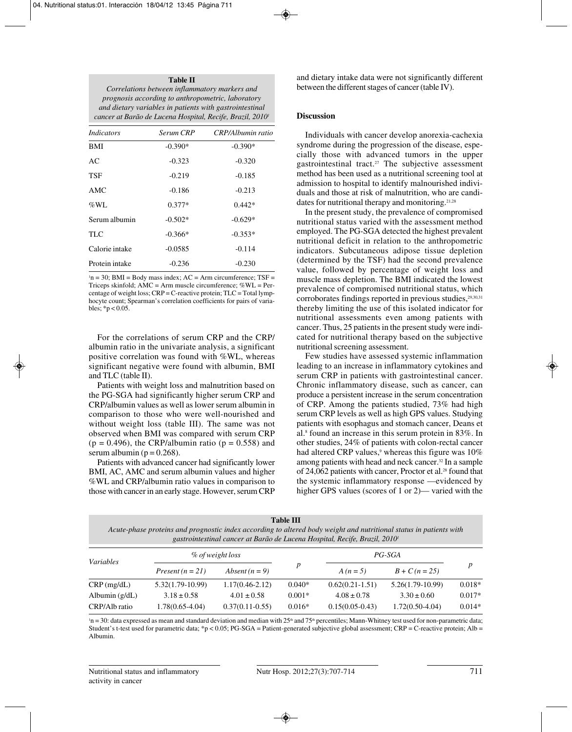**Table II**

*Correlations between inflammatory markers and prognosis according to anthropometric, laboratory and dietary variables in patients with gastrointestinal cancer at Barão de Lucena Hospital, Recife, Brazil, 2010*[1]

| *Indicators* | *Serum CRP* | *CRP/Albumin ratio* |
|---|---|---|
| BMI | -0.390* | -0.390* |
| AC | -0.323 | -0.320 |
| TSF | -0.219 | -0.185 |
| AMC | -0.186 | -0.213 |
| %WL | 0.377* | 0.442* |
| Serum albumin | -0.502* | -0.629* |
| TLC | -0.366* | -0.353* |
| Calorie intake | -0.0585 | -0.114 |
| Protein intake | -0.236 | -0.230 |

[1]n = 30; BMI = Body mass index; AC = Arm circumference; TSF = Triceps skinfold; AMC = Arm muscle circumference; %WL = Percentage of weight loss; CRP = C-reactive protein; TLC = Total lymphocyte count; Spearman's correlation coefficients for pairs of variables; *$p < 0.05$.

For the correlations of serum CRP and the CRP/albumin ratio in the univariate analysis, a significant positive correlation was found with %WL, whereas significant negative were found with albumin, BMI and TLC (table II).

Patients with weight loss and malnutrition based on the PG-SGA had significantly higher serum CRP and CRP/albumin values as well as lower serum albumin in comparison to those who were well-nourished and without weight loss (table III). The same was not observed when BMI was compared with serum CRP ($p = 0.496$), the CRP/albumin ratio ($p = 0.558$) and serum albumin ($p = 0.268$).

Patients with advanced cancer had significantly lower BMI, AC, AMC and serum albumin values and higher %WL and CRP/albumin ratio values in comparison to those with cancer in an early stage. However, serum CRP and dietary intake data were not significantly different between the different stages of cancer (table IV).

## Discussion

Individuals with cancer develop anorexia-cachexia syndrome during the progression of the disease, especially those with advanced tumors in the upper gastrointestinal tract.[27] The subjective assessment method has been used as a nutritional screening tool at admission to hospital to identify malnourished individuals and those at risk of malnutrition, who are candidates for nutritional therapy and monitoring.[21,28]

In the present study, the prevalence of compromised nutritional status varied with the assessment method employed. The PG-SGA detected the highest prevalent nutritional deficit in relation to the anthropometric indicators. Subcutaneous adipose tissue depletion (determined by the TSF) had the second prevalence value, followed by percentage of weight loss and muscle mass depletion. The BMI indicated the lowest prevalence of compromised nutritional status, which corroborates findings reported in previous studies,[29,30,31] thereby limiting the use of this isolated indicator for nutritional assessments even among patients with cancer. Thus, 25 patients in the present study were indicated for nutritional therapy based on the subjective nutritional screening assessment.

Few studies have assessed systemic inflammation leading to an increase in inflammatory cytokines and serum CRP in patients with gastrointestinal cancer. Chronic inflammatory disease, such as cancer, can produce a persistent increase in the serum concentration of CRP. Among the patients studied, 73% had high serum CRP levels as well as high GPS values. Studying patients with esophagus and stomach cancer, Deans et al.[8] found an increase in this serum protein in 83%. In other studies, 24% of patients with colon-rectal cancer had altered CRP values,[9] whereas this figure was 10% among patients with head and neck cancer.[32] In a sample of 24,062 patients with cancer, Proctor et al.[28] found that the systemic inflammatory response —evidenced by higher GPS values (scores of 1 or 2)— varied with the

**Table III**

*Acute-phase proteins and prognostic index according to altered body weight and nutritional status in patients with gastrointestinal cancer at Barão de Lucena Hospital, Recife, Brazil, 2010*[1]

| *Variables* | *% of weight loss* | | *p* | *PG-SGA* | | *p* |
|---|---|---|---|---|---|---|
| | *Present (n = 21)* | *Absent (n = 9)* | | *A (n = 5)* | *B + C (n = 25)* | |
| CRP (mg/dL) | 5.32(1.79-10.99) | 1.17(0.46-2.12) | 0.040* | 0.62(0.21-1.51) | 5.26(1.79-10.99) | 0.018* |
| Albumin (g/dL) | 3.18 ± 0.58 | 4.01 ± 0.58 | 0.001* | 4.08 ± 0.78 | 3.30 ± 0.60 | 0.017* |
| CRP/Alb ratio | 1.78(0.65-4.04) | 0.37(0.11-0.55) | 0.016* | 0.15(0.05-0.43) | 1.72(0.50-4.04) | 0.014* |

[1]n = 30: data expressed as mean and standard deviation and median with 25th and 75th percentiles; Mann-Whitney test used for non-parametric data; Student's t-test used for parametric data; *$p < 0.05$; PG-SGA = Patient-generated subjective global assessment; CRP = C-reactive protein; Alb = Albumin.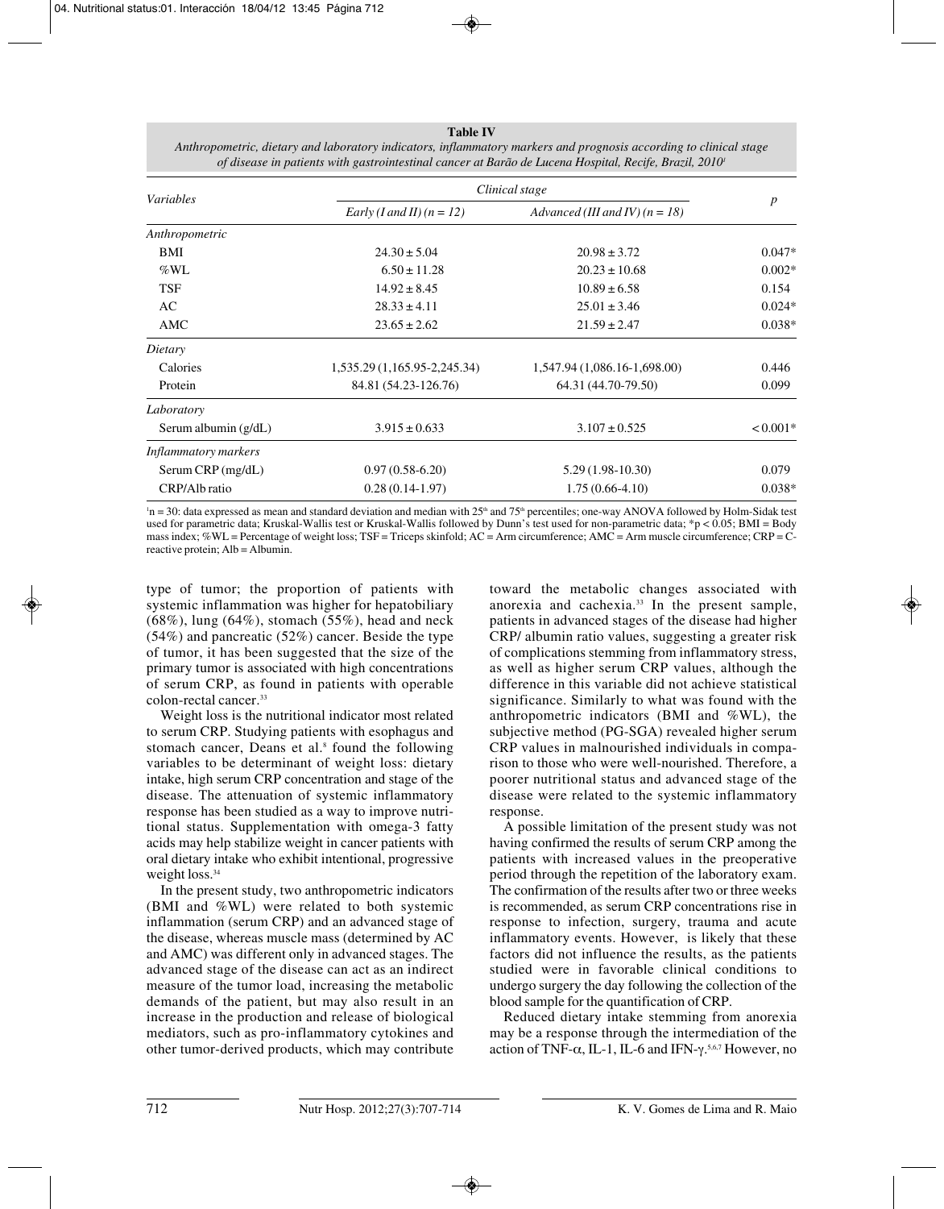**Table IV**
*Anthropometric, dietary and laboratory indicators, inflammatory markers and prognosis according to clinical stage of disease in patients with gastrointestinal cancer at Barão de Lucena Hospital, Recife, Brazil, 2010*[1]

| *Variables* | *Clinical stage* | | *p* |
|---|---|---|---|
| | *Early (I and II) (n = 12)* | *Advanced (III and IV) (n = 18)* | |
| *Anthropometric* | | | |
| BMI | 24.30 ± 5.04 | 20.98 ± 3.72 | 0.047* |
| %WL | 6.50 ± 11.28 | 20.23 ± 10.68 | 0.002* |
| TSF | 14.92 ± 8.45 | 10.89 ± 6.58 | 0.154 |
| AC | 28.33 ± 4.11 | 25.01 ± 3.46 | 0.024* |
| AMC | 23.65 ± 2.62 | 21.59 ± 2.47 | 0.038* |
| *Dietary* | | | |
| Calories | 1,535.29 (1,165.95-2,245.34) | 1,547.94 (1,086.16-1,698.00) | 0.446 |
| Protein | 84.81 (54.23-126.76) | 64.31 (44.70-79.50) | 0.099 |
| *Laboratory* | | | |
| Serum albumin (g/dL) | 3.915 ± 0.633 | 3.107 ± 0.525 | < 0.001* |
| *Inflammatory markers* | | | |
| Serum CRP (mg/dL) | 0.97 (0.58-6.20) | 5.29 (1.98-10.30) | 0.079 |
| CRP/Alb ratio | 0.28 (0.14-1.97) | 1.75 (0.66-4.10) | 0.038* |

[1]n = 30: data expressed as mean and standard deviation and median with 25[th] and 75[th] percentiles; one-way ANOVA followed by Holm-Sidak test used for parametric data; Kruskal-Wallis test or Kruskal-Wallis followed by Dunn's test used for non-parametric data; *p < 0.05; BMI = Body mass index; %WL = Percentage of weight loss; TSF = Triceps skinfold; AC = Arm circumference; AMC = Arm muscle circumference; CRP = C-reactive protein; Alb = Albumin.

type of tumor; the proportion of patients with systemic inflammation was higher for hepatobiliary (68%), lung (64%), stomach (55%), head and neck (54%) and pancreatic (52%) cancer. Beside the type of tumor, it has been suggested that the size of the primary tumor is associated with high concentrations of serum CRP, as found in patients with operable colon-rectal cancer.[33]

Weight loss is the nutritional indicator most related to serum CRP. Studying patients with esophagus and stomach cancer, Deans et al.[8] found the following variables to be determinant of weight loss: dietary intake, high serum CRP concentration and stage of the disease. The attenuation of systemic inflammatory response has been studied as a way to improve nutritional status. Supplementation with omega-3 fatty acids may help stabilize weight in cancer patients with oral dietary intake who exhibit intentional, progressive weight loss.[34]

In the present study, two anthropometric indicators (BMI and %WL) were related to both systemic inflammation (serum CRP) and an advanced stage of the disease, whereas muscle mass (determined by AC and AMC) was different only in advanced stages. The advanced stage of the disease can act as an indirect measure of the tumor load, increasing the metabolic demands of the patient, but may also result in an increase in the production and release of biological mediators, such as pro-inflammatory cytokines and other tumor-derived products, which may contribute toward the metabolic changes associated with anorexia and cachexia.[33] In the present sample, patients in advanced stages of the disease had higher CRP/ albumin ratio values, suggesting a greater risk of complications stemming from inflammatory stress, as well as higher serum CRP values, although the difference in this variable did not achieve statistical significance. Similarly to what was found with the anthropometric indicators (BMI and %WL), the subjective method (PG-SGA) revealed higher serum CRP values in malnourished individuals in comparison to those who were well-nourished. Therefore, a poorer nutritional status and advanced stage of the disease were related to the systemic inflammatory response.

A possible limitation of the present study was not having confirmed the results of serum CRP among the patients with increased values in the preoperative period through the repetition of the laboratory exam. The confirmation of the results after two or three weeks is recommended, as serum CRP concentrations rise in response to infection, surgery, trauma and acute inflammatory events. However, is likely that these factors did not influence the results, as the patients studied were in favorable clinical conditions to undergo surgery the day following the collection of the blood sample for the quantification of CRP.

Reduced dietary intake stemming from anorexia may be a response through the intermediation of the action of TNF-$\alpha$, IL-1, IL-6 and IFN-$\gamma$.[5,6,7] However, no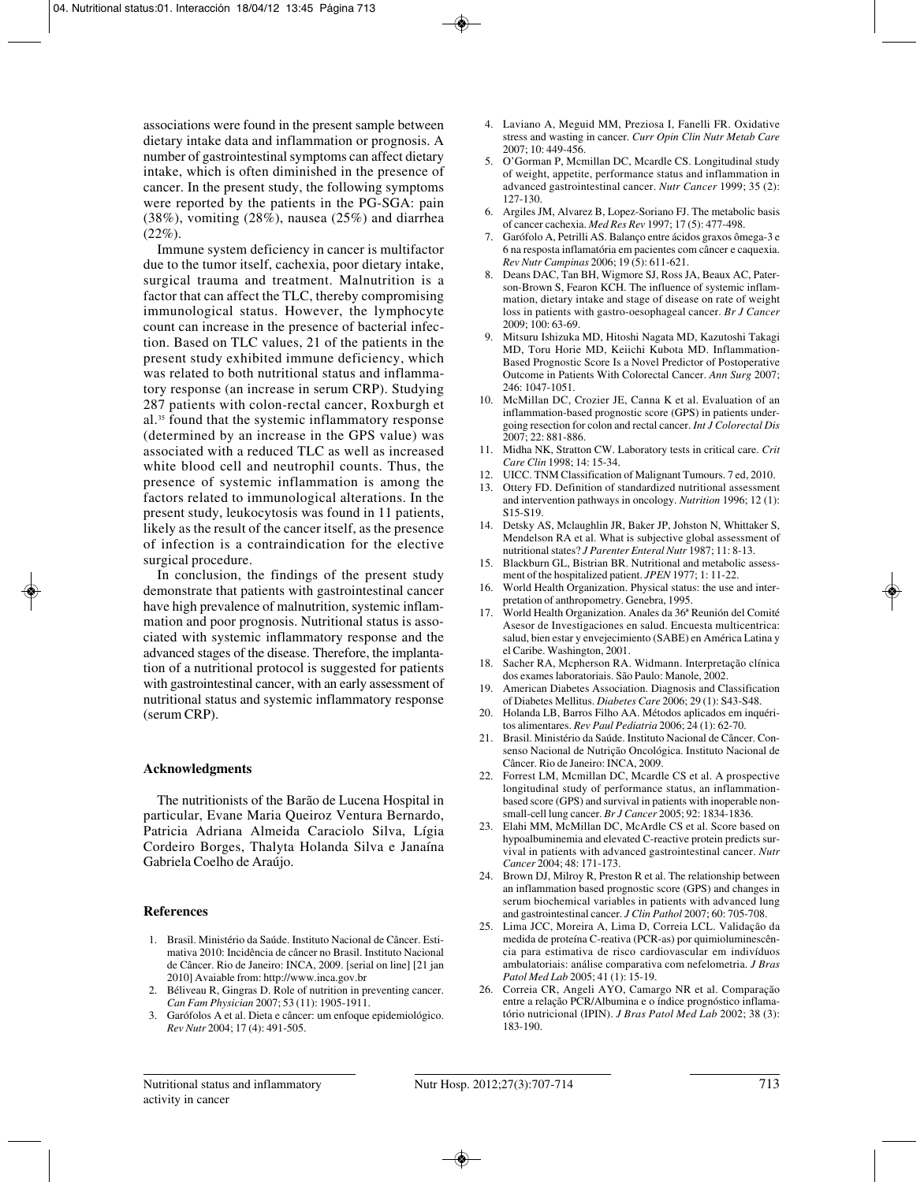associations were found in the present sample between dietary intake data and inflammation or prognosis. A number of gastrointestinal symptoms can affect dietary intake, which is often diminished in the presence of cancer. In the present study, the following symptoms were reported by the patients in the PG-SGA: pain (38%), vomiting (28%), nausea (25%) and diarrhea (22%).

Immune system deficiency in cancer is multifactor due to the tumor itself, cachexia, poor dietary intake, surgical trauma and treatment. Malnutrition is a factor that can affect the TLC, thereby compromising immunological status. However, the lymphocyte count can increase in the presence of bacterial infection. Based on TLC values, 21 of the patients in the present study exhibited immune deficiency, which was related to both nutritional status and inflammatory response (an increase in serum CRP). Studying 287 patients with colon-rectal cancer, Roxburgh et al.[35] found that the systemic inflammatory response (determined by an increase in the GPS value) was associated with a reduced TLC as well as increased white blood cell and neutrophil counts. Thus, the presence of systemic inflammation is among the factors related to immunological alterations. In the present study, leukocytosis was found in 11 patients, likely as the result of the cancer itself, as the presence of infection is a contraindication for the elective surgical procedure.

In conclusion, the findings of the present study demonstrate that patients with gastrointestinal cancer have high prevalence of malnutrition, systemic inflammation and poor prognosis. Nutritional status is associated with systemic inflammatory response and the advanced stages of the disease. Therefore, the implantation of a nutritional protocol is suggested for patients with gastrointestinal cancer, with an early assessment of nutritional status and systemic inflammatory response (serum CRP).

## Acknowledgments

The nutritionists of the Barão de Lucena Hospital in particular, Evane Maria Queiroz Ventura Bernardo, Patricia Adriana Almeida Caraciolo Silva, Lígia Cordeiro Borges, Thalyta Holanda Silva e Janaína Gabriela Coelho de Araújo.

## References

1. Brasil. Ministério da Saúde. Instituto Nacional de Câncer. Estimativa 2010: Incidência de câncer no Brasil. Instituto Nacional de Câncer. Rio de Janeiro: INCA, 2009. [serial on line] [21 jan 2010] Avaiable from: http://www.inca.gov.br
2. Béliveau R, Gingras D. Role of nutrition in preventing cancer. *Can Fam Physician* 2007; 53 (11): 1905-1911.
3. Garófolos A et al. Dieta e câncer: um enfoque epidemiológico. *Rev Nutr* 2004; 17 (4): 491-505.
4. Laviano A, Meguid MM, Preziosa I, Fanelli FR. Oxidative stress and wasting in cancer. *Curr Opin Clin Nutr Metab Care* 2007; 10: 449-456.
5. O'Gorman P, Mcmillan DC, Mcardle CS. Longitudinal study of weight, appetite, performance status and inflammation in advanced gastrointestinal cancer. *Nutr Cancer* 1999; 35 (2): 127-130.
6. Argiles JM, Alvarez B, Lopez-Soriano FJ. The metabolic basis of cancer cachexia. *Med Res Rev* 1997; 17 (5): 477-498.
7. Garófolo A, Petrilli AS. Balanço entre ácidos graxos ômega-3 e 6 na resposta inflamatória em pacientes com câncer e caquexia. *Rev Nutr Campinas* 2006; 19 (5): 611-621.
8. Deans DAC, Tan BH, Wigmore SJ, Ross JA, Beaux AC, Paterson-Brown S, Fearon KCH. The influence of systemic inflammation, dietary intake and stage of disease on rate of weight loss in patients with gastro-oesophageal cancer. *Br J Cancer* 2009; 100: 63-69.
9. Mitsuru Ishizuka MD, Hitoshi Nagata MD, Kazutoshi Takagi MD, Toru Horie MD, Keiichi Kubota MD. Inflammation-Based Prognostic Score Is a Novel Predictor of Postoperative Outcome in Patients With Colorectal Cancer. *Ann Surg* 2007; 246: 1047-1051.
10. McMillan DC, Crozier JE, Canna K et al. Evaluation of an inflammation-based prognostic score (GPS) in patients undergoing resection for colon and rectal cancer. *Int J Colorectal Dis* 2007; 22: 881-886.
11. Midha NK, Stratton CW. Laboratory tests in critical care. *Crit Care Clin* 1998; 14: 15-34.
12. UICC. TNM Classification of Malignant Tumours. 7 ed, 2010.
13. Ottery FD. Definition of standardized nutritional assessment and intervention pathways in oncology. *Nutrition* 1996; 12 (1): S15-S19.
14. Detsky AS, Mclaughlin JR, Baker JP, Johston N, Whittaker S, Mendelson RA et al. What is subjective global assessment of nutritional states? *J Parenter Enteral Nutr* 1987; 11: 8-13.
15. Blackburn GL, Bistrian BR. Nutritional and metabolic assessment of the hospitalized patient. *JPEN* 1977; 1: 11-22.
16. World Health Organization. Physical status: the use and interpretation of anthropometry. Genebra, 1995.
17. World Health Organization. Anales da 36ª Reunión del Comité Asesor de Investigaciones en salud. Encuesta multicentrica: salud, bien estar y envejecimiento (SABE) en América Latina y el Caribe. Washington, 2001.
18. Sacher RA, Mcpherson RA. Widmann. Interpretação clínica dos exames laboratoriais. São Paulo: Manole, 2002.
19. American Diabetes Association. Diagnosis and Classification of Diabetes Mellitus. *Diabetes Care* 2006; 29 (1): S43-S48.
20. Holanda LB, Barros Filho AA. Métodos aplicados em inquéritos alimentares. *Rev Paul Pediatria* 2006; 24 (1): 62-70.
21. Brasil. Ministério da Saúde. Instituto Nacional de Câncer. Consenso Nacional de Nutrição Oncológica. Instituto Nacional de Câncer. Rio de Janeiro: INCA, 2009.
22. Forrest LM, Mcmillan DC, Mcardle CS et al. A prospective longitudinal study of performance status, an inflammation-based score (GPS) and survival in patients with inoperable non-small-cell lung cancer. *Br J Cancer* 2005; 92: 1834-1836.
23. Elahi MM, McMillan DC, McArdle CS et al. Score based on hypoalbuminemia and elevated C-reactive protein predicts survival in patients with advanced gastrointestinal cancer. *Nutr Cancer* 2004; 48: 171-173.
24. Brown DJ, Milroy R, Preston R et al. The relationship between an inflammation based prognostic score (GPS) and changes in serum biochemical variables in patients with advanced lung and gastrointestinal cancer. *J Clin Pathol* 2007; 60: 705-708.
25. Lima JCC, Moreira A, Lima D, Correia LCL. Validação da medida de proteína C-reativa (PCR-as) por quimioluminescência para estimativa de risco cardiovascular em indivíduos ambulatoriais: análise comparativa com nefelometria. *J Bras Patol Med Lab* 2005; 41 (1): 15-19.
26. Correia CR, Angeli AYO, Camargo NR et al. Comparação entre a relação PCR/Albumina e o índice prognóstico inflamatório nutricional (IPIN). *J Bras Patol Med Lab* 2002; 38 (3): 183-190.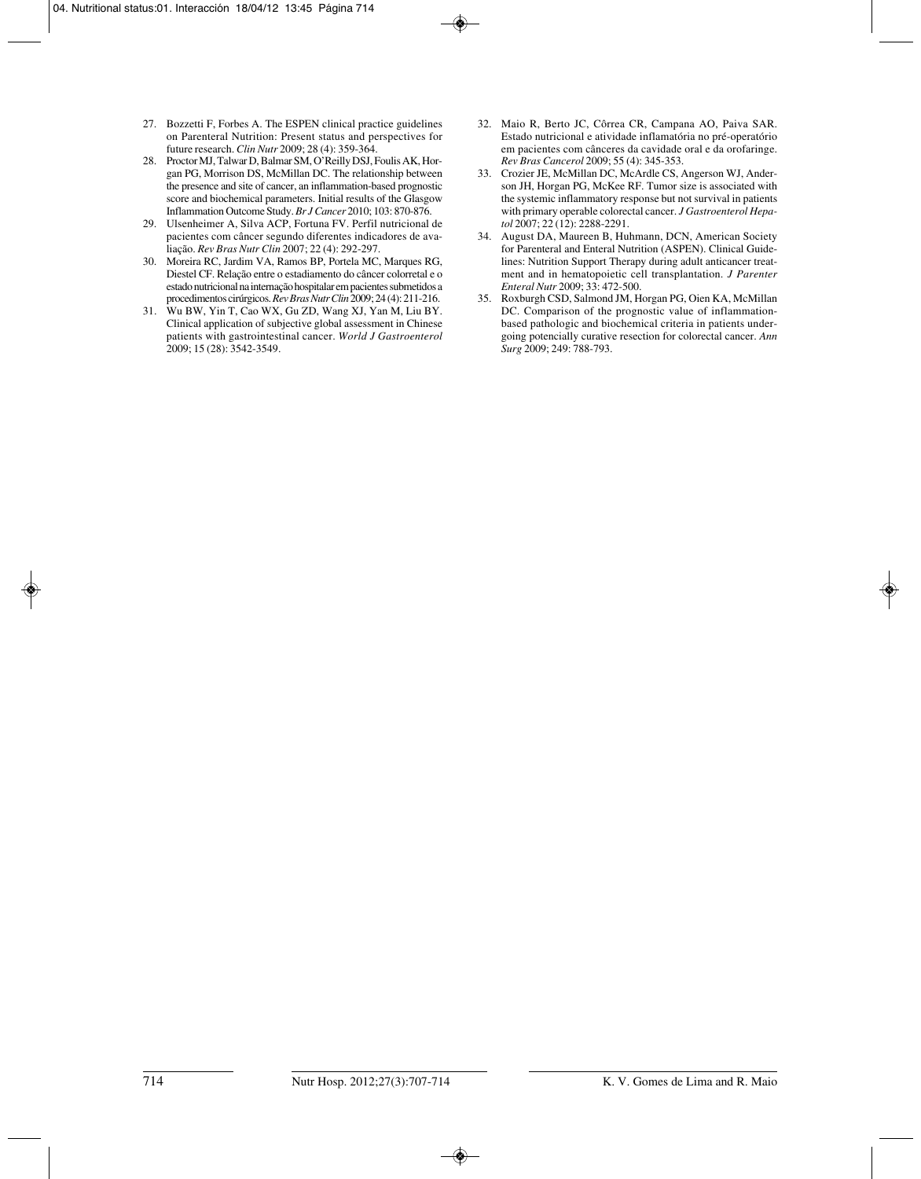27. Bozzetti F, Forbes A. The ESPEN clinical practice guidelines on Parenteral Nutrition: Present status and perspectives for future research. *Clin Nutr* 2009; 28 (4): 359-364.
28. Proctor MJ, Talwar D, Balmar SM, O'Reilly DSJ, Foulis AK, Horgan PG, Morrison DS, McMillan DC. The relationship between the presence and site of cancer, an inflammation-based prognostic score and biochemical parameters. Initial results of the Glasgow Inflammation Outcome Study. *Br J Cancer* 2010; 103: 870-876.
29. Ulsenheimer A, Silva ACP, Fortuna FV. Perfil nutricional de pacientes com câncer segundo diferentes indicadores de avaliação. *Rev Bras Nutr Clin* 2007; 22 (4): 292-297.
30. Moreira RC, Jardim VA, Ramos BP, Portela MC, Marques RG, Diestel CF. Relação entre o estadiamento do câncer colorretal e o estado nutricional na internação hospitalar em pacientes submetidos a procedimentos cirúrgicos. *Rev Bras Nutr Clin* 2009; 24 (4): 211-216.
31. Wu BW, Yin T, Cao WX, Gu ZD, Wang XJ, Yan M, Liu BY. Clinical application of subjective global assessment in Chinese patients with gastrointestinal cancer. *World J Gastroenterol* 2009; 15 (28): 3542-3549.
32. Maio R, Berto JC, Côrrea CR, Campana AO, Paiva SAR. Estado nutricional e atividade inflamatória no pré-operatório em pacientes com cânceres da cavidade oral e da orofaringe. *Rev Bras Cancerol* 2009; 55 (4): 345-353.
33. Crozier JE, McMillan DC, McArdle CS, Angerson WJ, Anderson JH, Horgan PG, McKee RF. Tumor size is associated with the systemic inflammatory response but not survival in patients with primary operable colorectal cancer. *J Gastroenterol Hepatol* 2007; 22 (12): 2288-2291.
34. August DA, Maureen B, Huhmann, DCN, American Society for Parenteral and Enteral Nutrition (ASPEN). Clinical Guidelines: Nutrition Support Therapy during adult anticancer treatment and in hematopoietic cell transplantation. *J Parenter Enteral Nutr* 2009; 33: 472-500.
35. Roxburgh CSD, Salmond JM, Horgan PG, Oien KA, McMillan DC. Comparison of the prognostic value of inflammation-based pathologic and biochemical criteria in patients undergoing potencially curative resection for colorectal cancer. *Ann Surg* 2009; 249: 788-793.